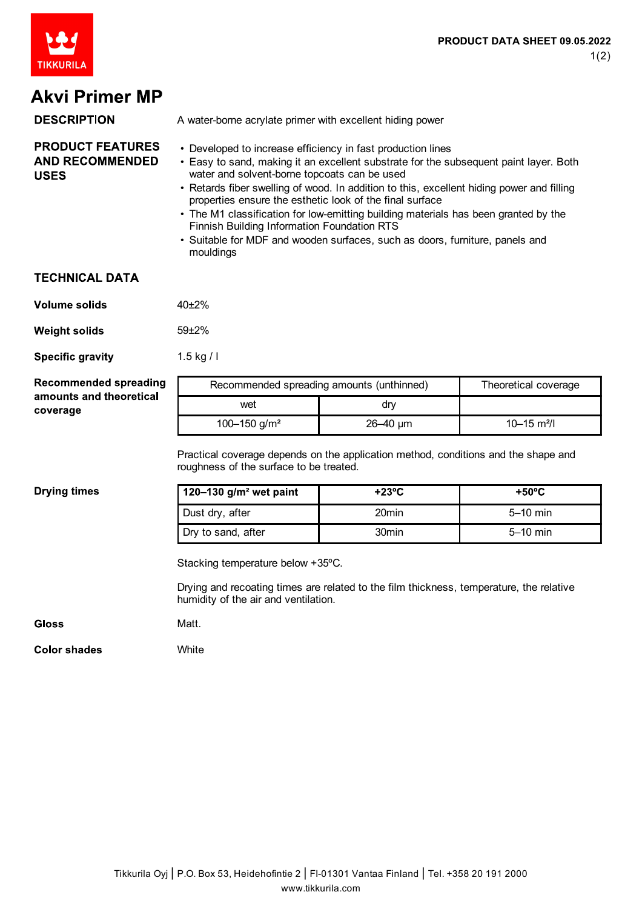# Akvi Primer MP

## DESCRIPTION

A water-borne acrylate primer with excellent hiding power

## PRODUCT FEATURES AND RECOMMENDED USES

- Developed to increase efficiency in fast production lines
- Easy to sand, making it an excellent substrate for the subsequent paint layer. Both water and solvent-borne topcoats can be used
- Retards fiber swelling of wood. In addition to this, excellent hiding power and filling properties ensure the esthetic look of the final surface
- The M1 classification for low-emitting building materials has been granted by the Finnish Building Information Foundation RTS
- Suitable for MDF and wooden surfaces, such as doors, furniture, panels and mouldings

## TECHNICAL DATA

**Volume solids**

40±2%

**Weight solids**

59±2%

**Specific gravity**

1.5 kg / l

**Recommended spreading amounts and theoretical coverage**

| Recommended spreading amounts (unthinned) | | Theoretical coverage |
|---|---|---|
| wet | dry | |
| 100–150 g/m² | 26–40 µm | 10–15 m²/l |

Practical coverage depends on the application method, conditions and the shape and roughness of the surface to be treated.

**Drying times**

| 120–130 g/m² wet paint | +23ºC | +50ºC |
|---|---|---|
| Dust dry, after | 20min | 5–10 min |
| Dry to sand, after | 30min | 5–10 min |

Stacking temperature below +35ºC.

Drying and recoating times are related to the film thickness, temperature, the relative humidity of the air and ventilation.

**Gloss**

Matt.

**Color shades**

White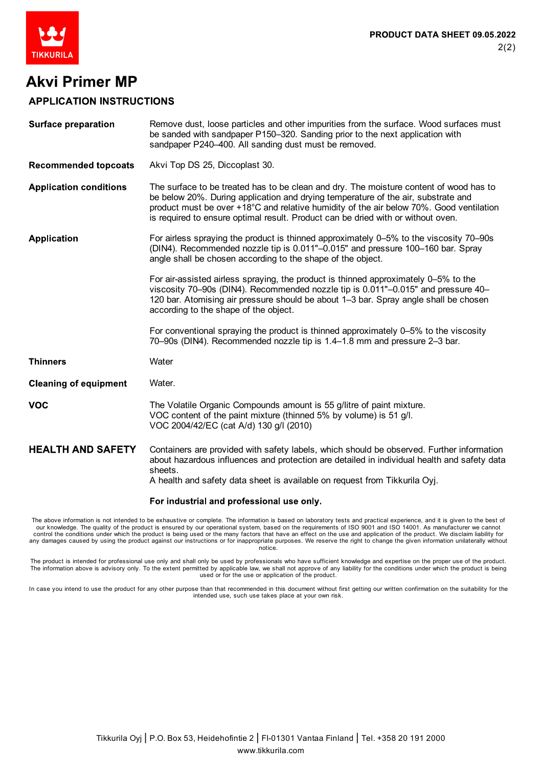# Akvi Primer MP

## APPLICATION INSTRUCTIONS

| | |
|---|---|
| **Surface preparation** | Remove dust, loose particles and other impurities from the surface. Wood surfaces must be sanded with sandpaper P150–320. Sanding prior to the next application with sandpaper P240–400. All sanding dust must be removed. |
| **Recommended topcoats** | Akvi Top DS 25, Diccoplast 30. |
| **Application conditions** | The surface to be treated has to be clean and dry. The moisture content of wood has to be below 20%. During application and drying temperature of the air, substrate and product must be over +18°C and relative humidity of the air below 70%. Good ventilation is required to ensure optimal result. Product can be dried with or without oven. |
| **Application** | For airless spraying the product is thinned approximately 0–5% to the viscosity 70–90s (DIN4). Recommended nozzle tip is 0.011"–0.015" and pressure 100–160 bar. Spray angle shall be chosen according to the shape of the object.<br><br>For air-assisted airless spraying, the product is thinned approximately 0–5% to the viscosity 70–90s (DIN4). Recommended nozzle tip is 0.011"–0.015" and pressure 40–120 bar. Atomising air pressure should be about 1–3 bar. Spray angle shall be chosen according to the shape of the object.<br><br>For conventional spraying the product is thinned approximately 0–5% to the viscosity 70–90s (DIN4). Recommended nozzle tip is 1.4–1.8 mm and pressure 2–3 bar. |
| **Thinners** | Water |
| **Cleaning of equipment** | Water. |
| **VOC** | The Volatile Organic Compounds amount is 55 g/litre of paint mixture.<br>VOC content of the paint mixture (thinned 5% by volume) is 51 g/l.<br>VOC 2004/42/EC (cat A/d) 130 g/l (2010) |

## HEALTH AND SAFETY

Containers are provided with safety labels, which should be observed. Further information about hazardous influences and protection are detailed in individual health and safety data sheets.
A health and safety data sheet is available on request from Tikkurila Oyj.

**For industrial and professional use only.**

The above information is not intended to be exhaustive or complete. The information is based on laboratory tests and practical experience, and it is given to the best of our knowledge. The quality of the product is ensured by our operational system, based on the requirements of ISO 9001 and ISO 14001. As manufacturer we cannot control the conditions under which the product is being used or the many factors that have an effect on the use and application of the product. We disclaim liability for any damages caused by using the product against our instructions or for inappropriate purposes. We reserve the right to change the given information unilaterally without notice.

The product is intended for professional use only and shall only be used by professionals who have sufficient knowledge and expertise on the proper use of the product. The information above is advisory only. To the extent permitted by applicable law, we shall not approve of any liability for the conditions under which the product is being used or for the use or application of the product.

In case you intend to use the product for any other purpose than that recommended in this document without first getting our written confirmation on the suitability for the intended use, such use takes place at your own risk.